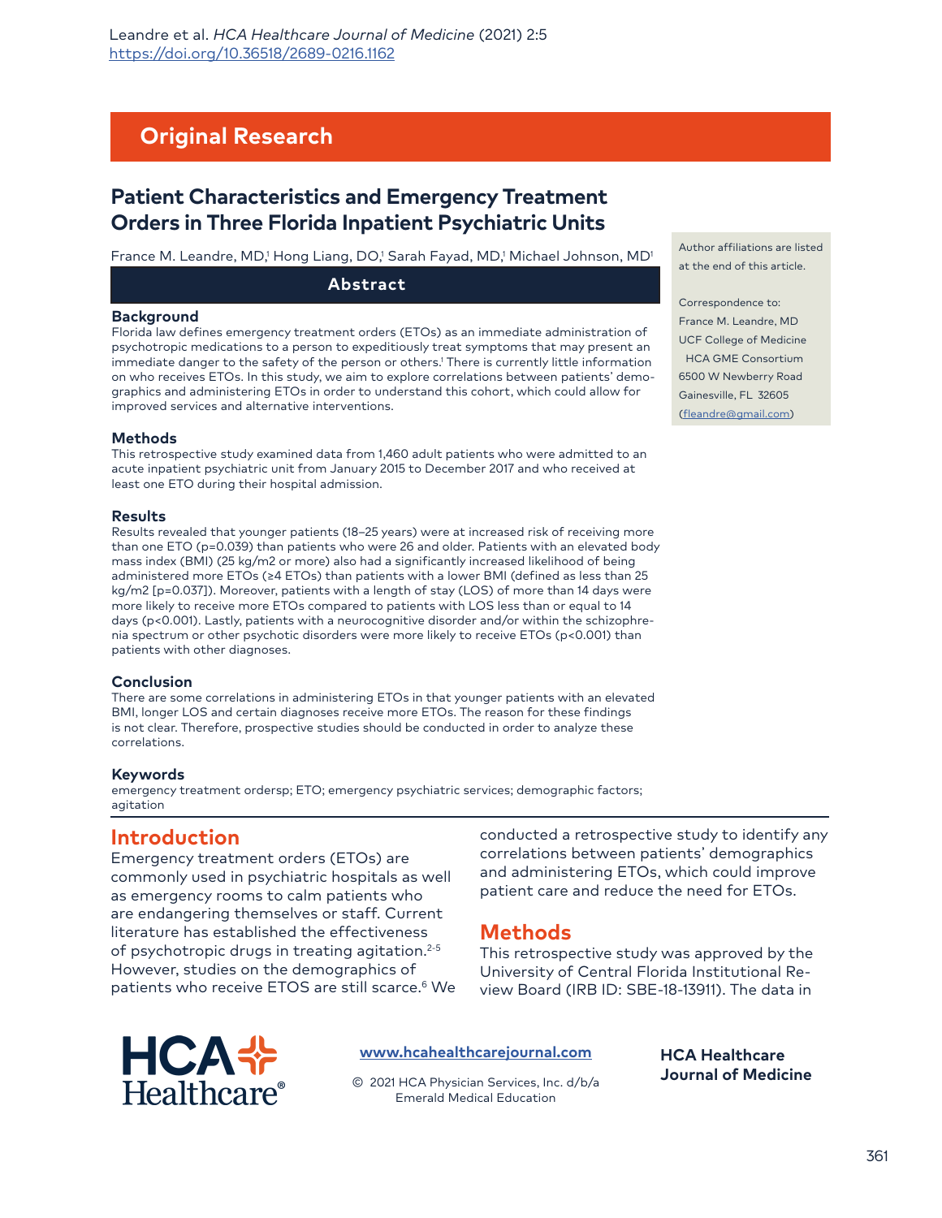## Original Research

# Patient Characteristics and Emergency Treatment Orders in Three Florida Inpatient Psychiatric Units

France M. Leandre, MD,[1] Hong Liang, DO,[1] Sarah Fayad, MD,[1] Michael Johnson, MD[1]

Author affiliations are listed at the end of this article.

Correspondence to:
France M. Leandre, MD
UCF College of Medicine
HCA GME Consortium
6500 W Newberry Road
Gainesville, FL 32605
(fleandre@gmail.com)

## Abstract

### Background

Florida law defines emergency treatment orders (ETOs) as an immediate administration of psychotropic medications to a person to expeditiously treat symptoms that may present an immediate danger to the safety of the person or others.[1] There is currently little information on who receives ETOs. In this study, we aim to explore correlations between patients' demographics and administering ETOs in order to understand this cohort, which could allow for improved services and alternative interventions.

### Methods

This retrospective study examined data from 1,460 adult patients who were admitted to an acute inpatient psychiatric unit from January 2015 to December 2017 and who received at least one ETO during their hospital admission.

### Results

Results revealed that younger patients (18–25 years) were at increased risk of receiving more than one ETO ($p=0.039$) than patients who were 26 and older. Patients with an elevated body mass index (BMI) (25 kg/m2 or more) also had a significantly increased likelihood of being administered more ETOs (≥4 ETOs) than patients with a lower BMI (defined as less than 25 kg/m2 [$p=0.037$]). Moreover, patients with a length of stay (LOS) of more than 14 days were more likely to receive more ETOs compared to patients with LOS less than or equal to 14 days ($p<0.001$). Lastly, patients with a neurocognitive disorder and/or within the schizophrenia spectrum or other psychotic disorders were more likely to receive ETOs ($p<0.001$) than patients with other diagnoses.

### Conclusion

There are some correlations in administering ETOs in that younger patients with an elevated BMI, longer LOS and certain diagnoses receive more ETOs. The reason for these findings is not clear. Therefore, prospective studies should be conducted in order to analyze these correlations.

### Keywords

emergency treatment ordersp; ETO; emergency psychiatric services; demographic factors; agitation

## Introduction

Emergency treatment orders (ETOs) are commonly used in psychiatric hospitals as well as emergency rooms to calm patients who are endangering themselves or staff. Current literature has established the effectiveness of psychotropic drugs in treating agitation.[2-5] However, studies on the demographics of patients who receive ETOS are still scarce.[6] We conducted a retrospective study to identify any correlations between patients' demographics and administering ETOs, which could improve patient care and reduce the need for ETOs.

## Methods

This retrospective study was approved by the University of Central Florida Institutional Review Board (IRB ID: SBE-18-13911). The data in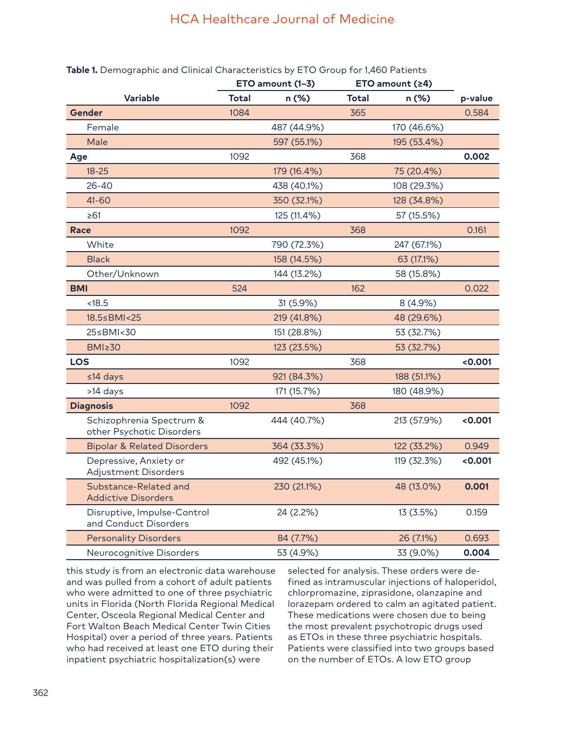**Table 1.** Demographic and Clinical Characteristics by ETO Group for 1,460 Patients

| Variable | ETO amount (1–3) | | ETO amount (≥4) | | p-value |
|---|---|---|---|---|---|
| | Total | n (%) | Total | n (%) | |
| **Gender** | 1084 | | 365 | | 0.584 |
| Female | | 487 (44.9%) | | 170 (46.6%) | |
| Male | | 597 (55.1%) | | 195 (53.4%) | |
| **Age** | 1092 | | 368 | | **0.002** |
| 18-25 | | 179 (16.4%) | | 75 (20.4%) | |
| 26-40 | | 438 (40.1%) | | 108 (29.3%) | |
| 41-60 | | 350 (32.1%) | | 128 (34.8%) | |
| ≥61 | | 125 (11.4%) | | 57 (15.5%) | |
| **Race** | 1092 | | 368 | | 0.161 |
| White | | 790 (72.3%) | | 247 (67.1%) | |
| Black | | 158 (14.5%) | | 63 (17.1%) | |
| Other/Unknown | | 144 (13.2%) | | 58 (15.8%) | |
| **BMI** | 524 | | 162 | | 0.022 |
| <18.5 | | 31 (5.9%) | | 8 (4.9%) | |
| 18.5≤BMI<25 | | 219 (41.8%) | | 48 (29.6%) | |
| 25≤BMI<30 | | 151 (28.8%) | | 53 (32.7%) | |
| BMI≥30 | | 123 (23.5%) | | 53 (32.7%) | |
| **LOS** | 1092 | | 368 | | **<0.001** |
| ≤14 days | | 921 (84.3%) | | 188 (51.1%) | |
| >14 days | | 171 (15.7%) | | 180 (48.9%) | |
| **Diagnosis** | 1092 | | 368 | | |
| Schizophrenia Spectrum & other Psychotic Disorders | | 444 (40.7%) | | 213 (57.9%) | **<0.001** |
| Bipolar & Related Disorders | | 364 (33.3%) | | 122 (33.2%) | 0.949 |
| Depressive, Anxiety or Adjustment Disorders | | 492 (45.1%) | | 119 (32.3%) | **<0.001** |
| Substance-Related and Addictive Disorders | | 230 (21.1%) | | 48 (13.0%) | **0.001** |
| Disruptive, Impulse-Control and Conduct Disorders | | 24 (2.2%) | | 13 (3.5%) | 0.159 |
| Personality Disorders | | 84 (7.7%) | | 26 (7.1%) | 0.693 |
| Neurocognitive Disorders | | 53 (4.9%) | | 33 (9.0%) | **0.004** |

this study is from an electronic data warehouse and was pulled from a cohort of adult patients who were admitted to one of three psychiatric units in Florida (North Florida Regional Medical Center, Osceola Regional Medical Center and Fort Walton Beach Medical Center Twin Cities Hospital) over a period of three years. Patients who had received at least one ETO during their inpatient psychiatric hospitalization(s) were selected for analysis. These orders were defined as intramuscular injections of haloperidol, chlorpromazine, ziprasidone, olanzapine and lorazepam ordered to calm an agitated patient. These medications were chosen due to being the most prevalent psychotropic drugs used as ETOs in these three psychiatric hospitals. Patients were classified into two groups based on the number of ETOs. A low ETO group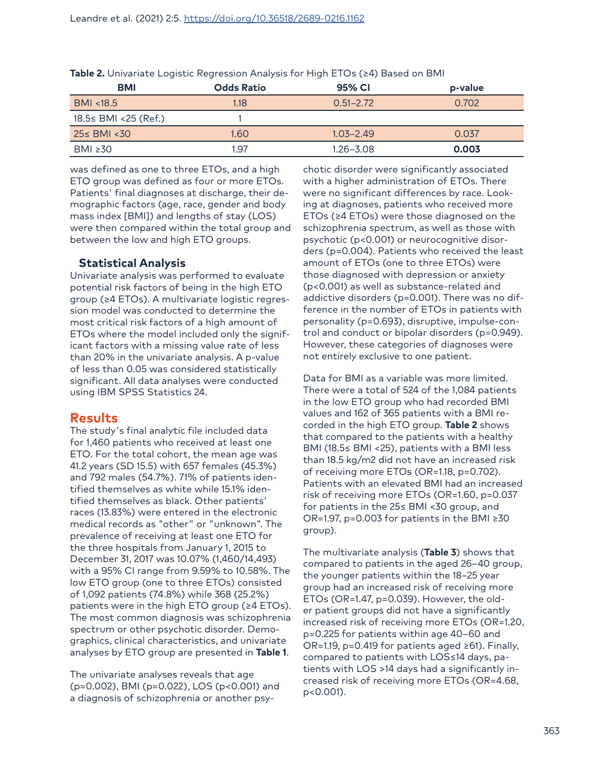**Table 2.** Univariate Logistic Regression Analysis for High ETOs (≥4) Based on BMI

| BMI | Odds Ratio | 95% CI | p-value |
|---|---|---|---|
| BMI <18.5 | 1.18 | 0.51–2.72 | 0.702 |
| 18.5≤ BMI <25 (Ref.) | 1 | | |
| 25≤ BMI <30 | 1.60 | 1.03–2.49 | 0.037 |
| BMI ≥30 | 1.97 | 1.26–3.08 | **0.003** |

was defined as one to three ETOs, and a high ETO group was defined as four or more ETOs. Patients' final diagnoses at discharge, their demographic factors (age, race, gender and body mass index [BMI]) and lengths of stay (LOS) were then compared within the total group and between the low and high ETO groups.

### Statistical Analysis

Univariate analysis was performed to evaluate potential risk factors of being in the high ETO group (≥4 ETOs). A multivariate logistic regression model was conducted to determine the most critical risk factors of a high amount of ETOs where the model included only the significant factors with a missing value rate of less than 20% in the univariate analysis. A p-value of less than 0.05 was considered statistically significant. All data analyses were conducted using IBM SPSS Statistics 24.

## Results

The study's final analytic file included data for 1,460 patients who received at least one ETO. For the total cohort, the mean age was 41.2 years (SD 15.5) with 657 females (45.3%) and 792 males (54.7%). 71% of patients identified themselves as white while 15.1% identified themselves as black. Other patients' races (13.83%) were entered in the electronic medical records as "other" or "unknown". The prevalence of receiving at least one ETO for the three hospitals from January 1, 2015 to December 31, 2017 was 10.07% (1,460/14,493) with a 95% CI range from 9.59% to 10.58%. The low ETO group (one to three ETOs) consisted of 1,092 patients (74.8%) while 368 (25.2%) patients were in the high ETO group (≥4 ETOs). The most common diagnosis was schizophrenia spectrum or other psychotic disorder. Demographics, clinical characteristics, and univariate analyses by ETO group are presented in **Table 1**.

The univariate analyses reveals that age (p=0.002), BMI (p=0.022), LOS (p<0.001) and a diagnosis of schizophrenia or another psychotic disorder were significantly associated with a higher administration of ETOs. There were no significant differences by race. Looking at diagnoses, patients who received more ETOs (≥4 ETOs) were those diagnosed on the schizophrenia spectrum, as well as those with psychotic (p<0.001) or neurocognitive disorders (p=0.004). Patients who received the least amount of ETOs (one to three ETOs) were those diagnosed with depression or anxiety (p<0.001) as well as substance-related and addictive disorders (p=0.001). There was no difference in the number of ETOs in patients with personality (p=0.693), disruptive, impulse-control and conduct or bipolar disorders (p=0.949). However, these categories of diagnoses were not entirely exclusive to one patient.

Data for BMI as a variable was more limited. There were a total of 524 of the 1,084 patients in the low ETO group who had recorded BMI values and 162 of 365 patients with a BMI recorded in the high ETO group. **Table 2** shows that compared to the patients with a healthy BMI (18.5≤ BMI <25), patients with a BMI less than 18.5 kg/m2 did not have an increased risk of receiving more ETOs (OR=1.18, p=0.702). Patients with an elevated BMI had an increased risk of receiving more ETOs (OR=1.60, p=0.037 for patients in the 25≤ BMI <30 group, and OR=1.97, p=0.003 for patients in the BMI ≥30 group).

The multivariate analysis (**Table 3**) shows that compared to patients in the aged 26–40 group, the younger patients within the 18–25 year group had an increased risk of receiving more ETOs (OR=1.47, p=0.039). However, the older patient groups did not have a significantly increased risk of receiving more ETOs (OR=1.20, p=0.225 for patients within age 40–60 and OR=1.19, p=0.419 for patients aged ≥61). Finally, compared to patients with LOS≤14 days, patients with LOS >14 days had a significantly increased risk of receiving more ETOs (OR=4.68, p<0.001).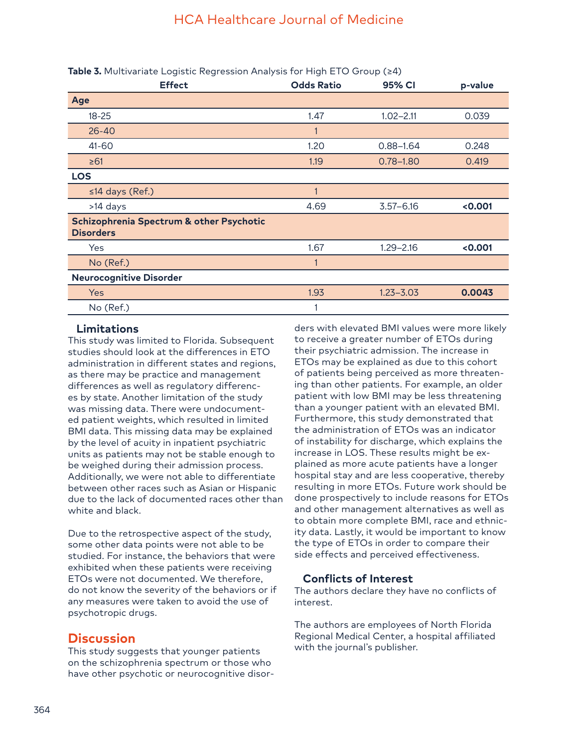**Table 3.** Multivariate Logistic Regression Analysis for High ETO Group (≥4)

| Effect | Odds Ratio | 95% CI | p-value |
|---|---|---|---|
| **Age** | | | |
| 18-25 | 1.47 | 1.02–2.11 | 0.039 |
| 26-40 | 1 | | |
| 41-60 | 1.20 | 0.88–1.64 | 0.248 |
| ≥61 | 1.19 | 0.78–1.80 | 0.419 |
| **LOS** | | | |
| ≤14 days (Ref.) | 1 | | |
| >14 days | 4.69 | 3.57–6.16 | **<0.001** |
| **Schizophrenia Spectrum & other Psychotic Disorders** | | | |
| Yes | 1.67 | 1.29–2.16 | **<0.001** |
| No (Ref.) | 1 | | |
| **Neurocognitive Disorder** | | | |
| Yes | 1.93 | 1.23–3.03 | **0.0043** |
| No (Ref.) | 1 | | |

### Limitations

This study was limited to Florida. Subsequent studies should look at the differences in ETO administration in different states and regions, as there may be practice and management differences as well as regulatory differences by state. Another limitation of the study was missing data. There were undocumented patient weights, which resulted in limited BMI data. This missing data may be explained by the level of acuity in inpatient psychiatric units as patients may not be stable enough to be weighed during their admission process. Additionally, we were not able to differentiate between other races such as Asian or Hispanic due to the lack of documented races other than white and black.

Due to the retrospective aspect of the study, some other data points were not able to be studied. For instance, the behaviors that were exhibited when these patients were receiving ETOs were not documented. We therefore, do not know the severity of the behaviors or if any measures were taken to avoid the use of psychotropic drugs.

## Discussion

This study suggests that younger patients on the schizophrenia spectrum or those who have other psychotic or neurocognitive disorders with elevated BMI values were more likely to receive a greater number of ETOs during their psychiatric admission. The increase in ETOs may be explained as due to this cohort of patients being perceived as more threatening than other patients. For example, an older patient with low BMI may be less threatening than a younger patient with an elevated BMI. Furthermore, this study demonstrated that the administration of ETOs was an indicator of instability for discharge, which explains the increase in LOS. These results might be explained as more acute patients have a longer hospital stay and are less cooperative, thereby resulting in more ETOs. Future work should be done prospectively to include reasons for ETOs and other management alternatives as well as to obtain more complete BMI, race and ethnicity data. Lastly, it would be important to know the type of ETOs in order to compare their side effects and perceived effectiveness.

### Conflicts of Interest

The authors declare they have no conflicts of interest.

The authors are employees of North Florida Regional Medical Center, a hospital affiliated with the journal's publisher.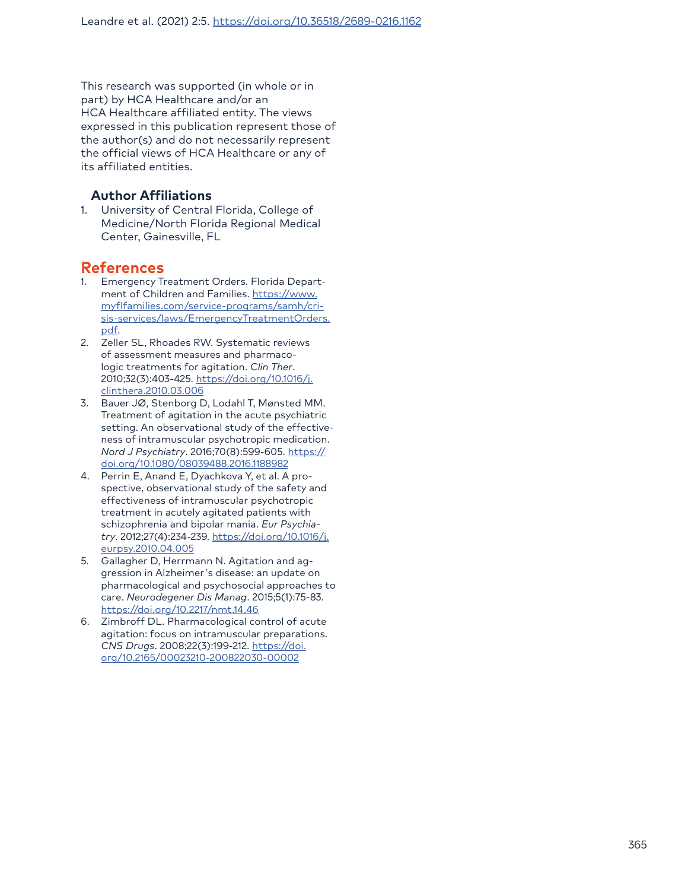This research was supported (in whole or in part) by HCA Healthcare and/or an HCA Healthcare affiliated entity. The views expressed in this publication represent those of the author(s) and do not necessarily represent the official views of HCA Healthcare or any of its affiliated entities.

### Author Affiliations

1. University of Central Florida, College of Medicine/North Florida Regional Medical Center, Gainesville, FL

## References

1. Emergency Treatment Orders. Florida Department of Children and Families. https://www.myflfamilies.com/service-programs/samh/crisis-services/laws/EmergencyTreatmentOrders.pdf.
2. Zeller SL, Rhoades RW. Systematic reviews of assessment measures and pharmacologic treatments for agitation. *Clin Ther*. 2010;32(3):403-425. https://doi.org/10.1016/j.clinthera.2010.03.006
3. Bauer JØ, Stenborg D, Lodahl T, Mønsted MM. Treatment of agitation in the acute psychiatric setting. An observational study of the effectiveness of intramuscular psychotropic medication. *Nord J Psychiatry*. 2016;70(8):599-605. https://doi.org/10.1080/08039488.2016.1188982
4. Perrin E, Anand E, Dyachkova Y, et al. A prospective, observational study of the safety and effectiveness of intramuscular psychotropic treatment in acutely agitated patients with schizophrenia and bipolar mania. *Eur Psychiatry*. 2012;27(4):234-239. https://doi.org/10.1016/j.eurpsy.2010.04.005
5. Gallagher D, Herrmann N. Agitation and aggression in Alzheimer's disease: an update on pharmacological and psychosocial approaches to care. *Neurodegener Dis Manag*. 2015;5(1):75-83. https://doi.org/10.2217/nmt.14.46
6. Zimbroff DL. Pharmacological control of acute agitation: focus on intramuscular preparations. *CNS Drugs*. 2008;22(3):199-212. https://doi.org/10.2165/00023210-200822030-00002